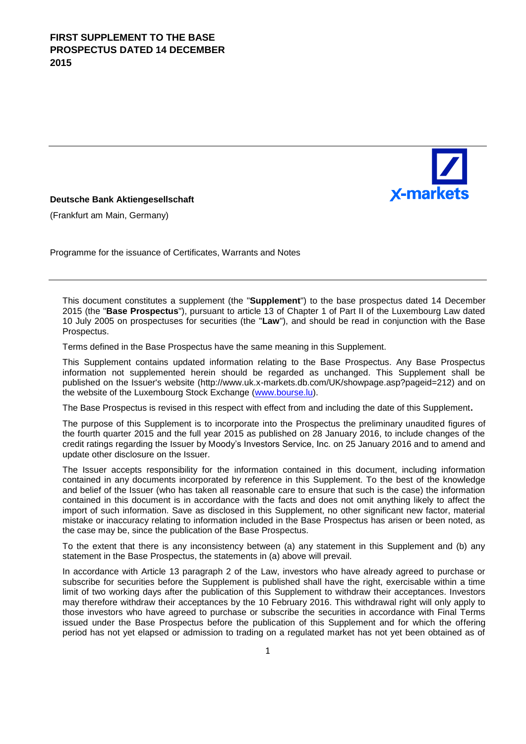# FIRST SUPPLEMENT TO THE BASE PROSPECTUS DATED 14 DECEMBER 2015

**Deutsche Bank Aktiengesellschaft**

(Frankfurt am Main, Germany)

Programme for the issuance of Certificates, Warrants and Notes

This document constitutes a supplement (the "**Supplement**") to the base prospectus dated 14 December 2015 (the "**Base Prospectus**"), pursuant to article 13 of Chapter 1 of Part II of the Luxembourg Law dated 10 July 2005 on prospectuses for securities (the "**Law**"), and should be read in conjunction with the Base Prospectus.

Terms defined in the Base Prospectus have the same meaning in this Supplement.

This Supplement contains updated information relating to the Base Prospectus. Any Base Prospectus information not supplemented herein should be regarded as unchanged. This Supplement shall be published on the Issuer's website (http://www.uk.x-markets.db.com/UK/showpage.asp?pageid=212) and on the website of the Luxembourg Stock Exchange (www.bourse.lu).

The Base Prospectus is revised in this respect with effect from and including the date of this Supplement**.**

The purpose of this Supplement is to incorporate into the Prospectus the preliminary unaudited figures of the fourth quarter 2015 and the full year 2015 as published on 28 January 2016, to include changes of the credit ratings regarding the Issuer by Moody's Investors Service, Inc. on 25 January 2016 and to amend and update other disclosure on the Issuer.

The Issuer accepts responsibility for the information contained in this document, including information contained in any documents incorporated by reference in this Supplement. To the best of the knowledge and belief of the Issuer (who has taken all reasonable care to ensure that such is the case) the information contained in this document is in accordance with the facts and does not omit anything likely to affect the import of such information. Save as disclosed in this Supplement, no other significant new factor, material mistake or inaccuracy relating to information included in the Base Prospectus has arisen or been noted, as the case may be, since the publication of the Base Prospectus.

To the extent that there is any inconsistency between (a) any statement in this Supplement and (b) any statement in the Base Prospectus, the statements in (a) above will prevail.

In accordance with Article 13 paragraph 2 of the Law, investors who have already agreed to purchase or subscribe for securities before the Supplement is published shall have the right, exercisable within a time limit of two working days after the publication of this Supplement to withdraw their acceptances. Investors may therefore withdraw their acceptances by the 10 February 2016. This withdrawal right will only apply to those investors who have agreed to purchase or subscribe the securities in accordance with Final Terms issued under the Base Prospectus before the publication of this Supplement and for which the offering period has not yet elapsed or admission to trading on a regulated market has not yet been obtained as of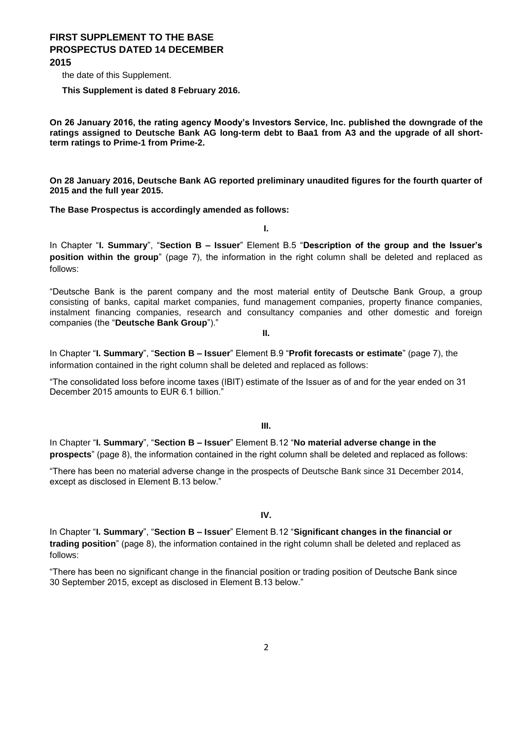the date of this Supplement.

**This Supplement is dated 8 February 2016.**

**On 26 January 2016, the rating agency Moody's Investors Service, Inc. published the downgrade of the ratings assigned to Deutsche Bank AG long-term debt to Baa1 from A3 and the upgrade of all short-term ratings to Prime-1 from Prime-2.**

**On 28 January 2016, Deutsche Bank AG reported preliminary unaudited figures for the fourth quarter of 2015 and the full year 2015.**

**The Base Prospectus is accordingly amended as follows:**

**I.**

In Chapter "**I. Summary**", "**Section B – Issuer**" Element B.5 "**Description of the group and the Issuer's position within the group**" (page 7), the information in the right column shall be deleted and replaced as follows:

"Deutsche Bank is the parent company and the most material entity of Deutsche Bank Group, a group consisting of banks, capital market companies, fund management companies, property finance companies, instalment financing companies, research and consultancy companies and other domestic and foreign companies (the "**Deutsche Bank Group**")."

**II.**

In Chapter "**I. Summary**", "**Section B – Issuer**" Element B.9 "**Profit forecasts or estimate**" (page 7), the information contained in the right column shall be deleted and replaced as follows:

"The consolidated loss before income taxes (IBIT) estimate of the Issuer as of and for the year ended on 31 December 2015 amounts to EUR 6.1 billion."

**III.**

In Chapter "**I. Summary**", "**Section B – Issuer**" Element B.12 "**No material adverse change in the prospects**" (page 8), the information contained in the right column shall be deleted and replaced as follows:

"There has been no material adverse change in the prospects of Deutsche Bank since 31 December 2014, except as disclosed in Element B.13 below."

**IV.**

In Chapter "**I. Summary**", "**Section B – Issuer**" Element B.12 "**Significant changes in the financial or trading position**" (page 8), the information contained in the right column shall be deleted and replaced as follows:

"There has been no significant change in the financial position or trading position of Deutsche Bank since 30 September 2015, except as disclosed in Element B.13 below."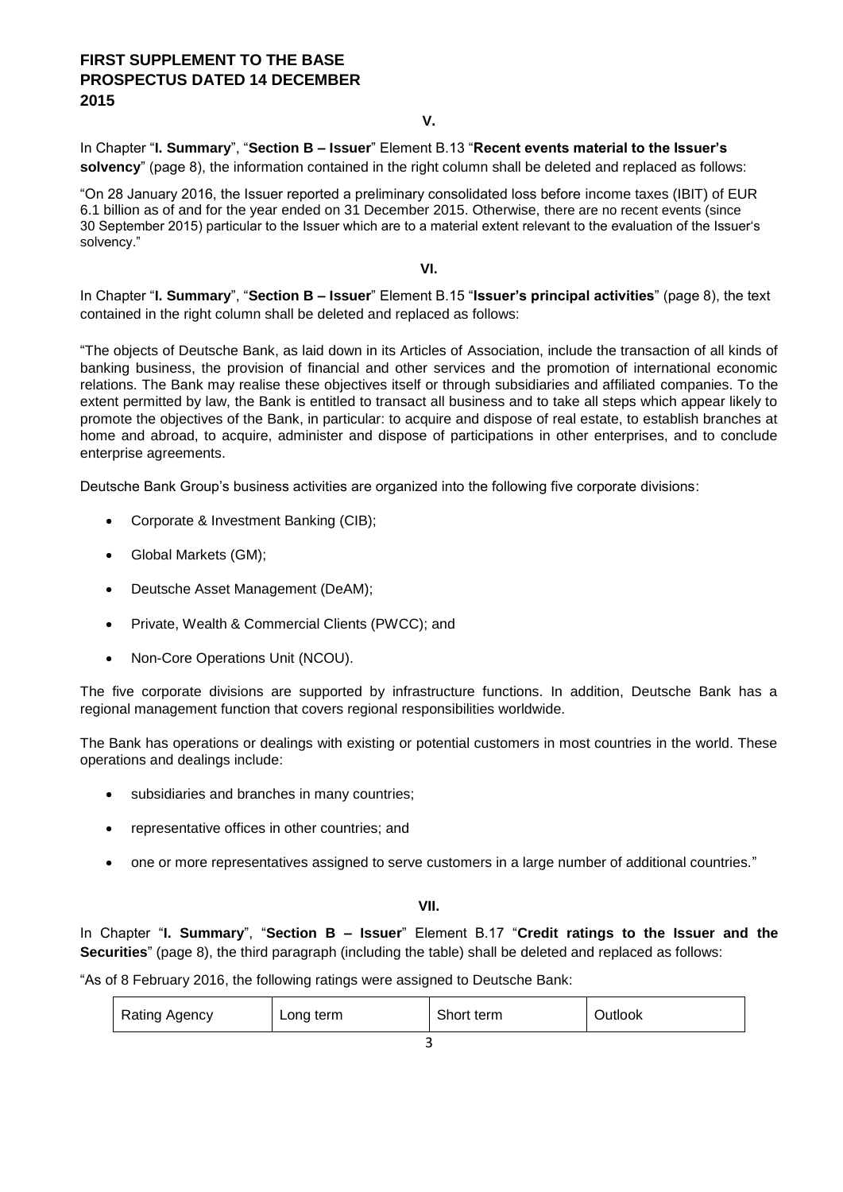V.

In Chapter "**I. Summary**", "**Section B – Issuer**" Element B.13 "**Recent events material to the Issuer's solvency**" (page 8), the information contained in the right column shall be deleted and replaced as follows:

"On 28 January 2016, the Issuer reported a preliminary consolidated loss before income taxes (IBIT) of EUR 6.1 billion as of and for the year ended on 31 December 2015. Otherwise, there are no recent events (since 30 September 2015) particular to the Issuer which are to a material extent relevant to the evaluation of the Issuer's solvency."

VI.

In Chapter "**I. Summary**", "**Section B – Issuer**" Element B.15 "**Issuer's principal activities**" (page 8), the text contained in the right column shall be deleted and replaced as follows:

"The objects of Deutsche Bank, as laid down in its Articles of Association, include the transaction of all kinds of banking business, the provision of financial and other services and the promotion of international economic relations. The Bank may realise these objectives itself or through subsidiaries and affiliated companies. To the extent permitted by law, the Bank is entitled to transact all business and to take all steps which appear likely to promote the objectives of the Bank, in particular: to acquire and dispose of real estate, to establish branches at home and abroad, to acquire, administer and dispose of participations in other enterprises, and to conclude enterprise agreements.

Deutsche Bank Group's business activities are organized into the following five corporate divisions:

- Corporate & Investment Banking (CIB);
- Global Markets (GM);
- Deutsche Asset Management (DeAM);
- Private, Wealth & Commercial Clients (PWCC); and
- Non-Core Operations Unit (NCOU).

The five corporate divisions are supported by infrastructure functions. In addition, Deutsche Bank has a regional management function that covers regional responsibilities worldwide.

The Bank has operations or dealings with existing or potential customers in most countries in the world. These operations and dealings include:

- subsidiaries and branches in many countries;
- representative offices in other countries; and
- one or more representatives assigned to serve customers in a large number of additional countries."

VII.

In Chapter "**I. Summary**", "**Section B – Issuer**" Element B.17 "**Credit ratings to the Issuer and the Securities**" (page 8), the third paragraph (including the table) shall be deleted and replaced as follows:

"As of 8 February 2016, the following ratings were assigned to Deutsche Bank:

| Rating Agency | Long term | Short term | Outlook |
|---|---|---|---|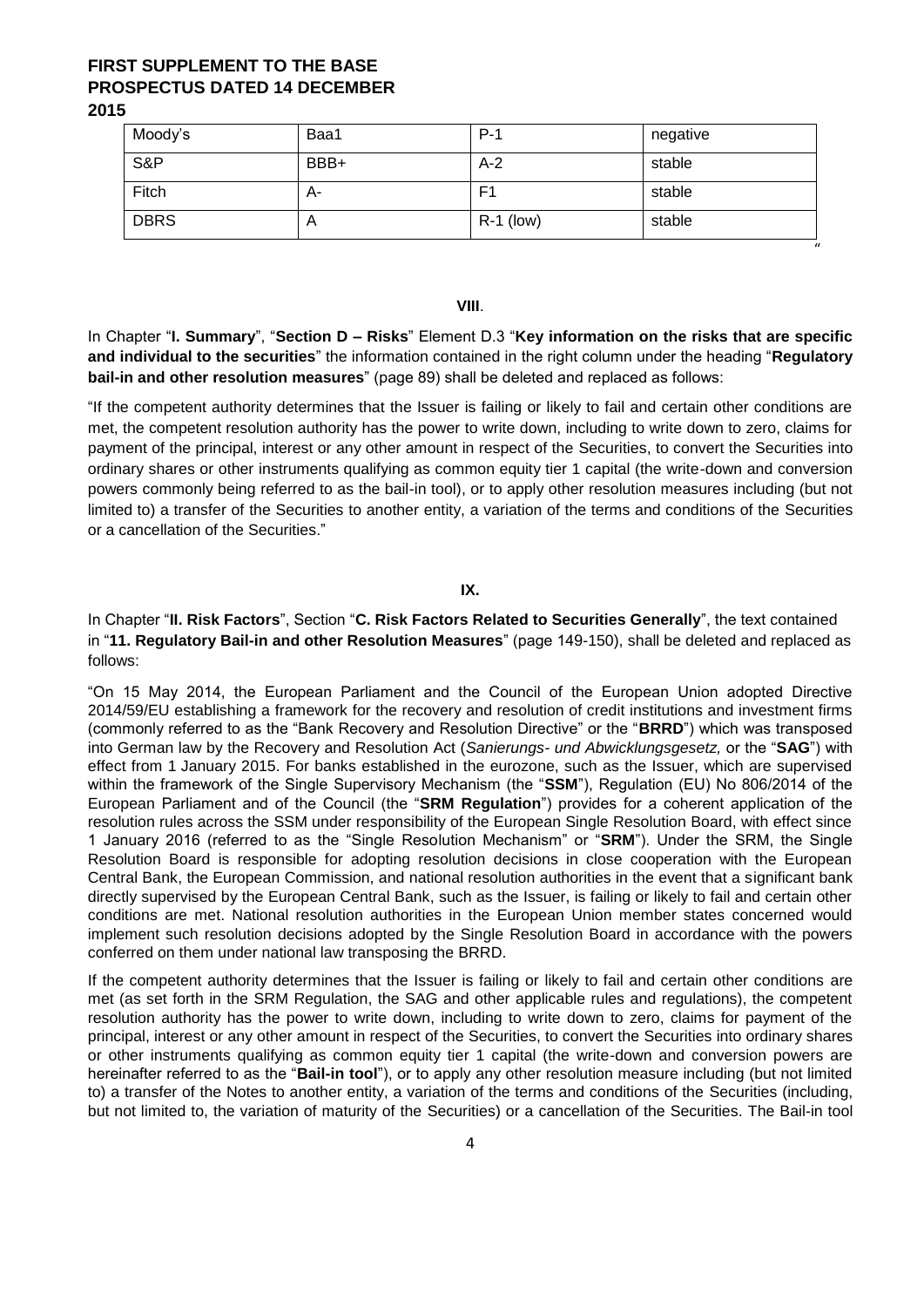| Moody's | Baa1 | P-1 | negative |
|---|---|---|---|
| S&P | BBB+ | A-2 | stable |
| Fitch | A- | F1 | stable |
| DBRS | A | R-1 (low) | stable |

"

**VIII**.

In Chapter "**I. Summary**", "**Section D – Risks**" Element D.3 "**Key information on the risks that are specific and individual to the securities**" the information contained in the right column under the heading "**Regulatory bail-in and other resolution measures**" (page 89) shall be deleted and replaced as follows:

"If the competent authority determines that the Issuer is failing or likely to fail and certain other conditions are met, the competent resolution authority has the power to write down, including to write down to zero, claims for payment of the principal, interest or any other amount in respect of the Securities, to convert the Securities into ordinary shares or other instruments qualifying as common equity tier 1 capital (the write-down and conversion powers commonly being referred to as the bail-in tool), or to apply other resolution measures including (but not limited to) a transfer of the Securities to another entity, a variation of the terms and conditions of the Securities or a cancellation of the Securities."

**IX.**

In Chapter "**II. Risk Factors**", Section "**C. Risk Factors Related to Securities Generally**", the text contained in "**11. Regulatory Bail-in and other Resolution Measures**" (page 149-150), shall be deleted and replaced as follows:

"On 15 May 2014, the European Parliament and the Council of the European Union adopted Directive 2014/59/EU establishing a framework for the recovery and resolution of credit institutions and investment firms (commonly referred to as the "Bank Recovery and Resolution Directive" or the "**BRRD**") which was transposed into German law by the Recovery and Resolution Act (*Sanierungs- und Abwicklungsgesetz,* or the "**SAG**") with effect from 1 January 2015. For banks established in the eurozone, such as the Issuer, which are supervised within the framework of the Single Supervisory Mechanism (the "**SSM**"), Regulation (EU) No 806/2014 of the European Parliament and of the Council (the "**SRM Regulation**") provides for a coherent application of the resolution rules across the SSM under responsibility of the European Single Resolution Board, with effect since 1 January 2016 (referred to as the "Single Resolution Mechanism" or "**SRM**"). Under the SRM, the Single Resolution Board is responsible for adopting resolution decisions in close cooperation with the European Central Bank, the European Commission, and national resolution authorities in the event that a significant bank directly supervised by the European Central Bank, such as the Issuer, is failing or likely to fail and certain other conditions are met. National resolution authorities in the European Union member states concerned would implement such resolution decisions adopted by the Single Resolution Board in accordance with the powers conferred on them under national law transposing the BRRD.

If the competent authority determines that the Issuer is failing or likely to fail and certain other conditions are met (as set forth in the SRM Regulation, the SAG and other applicable rules and regulations), the competent resolution authority has the power to write down, including to write down to zero, claims for payment of the principal, interest or any other amount in respect of the Securities, to convert the Securities into ordinary shares or other instruments qualifying as common equity tier 1 capital (the write-down and conversion powers are hereinafter referred to as the "**Bail-in tool**"), or to apply any other resolution measure including (but not limited to) a transfer of the Notes to another entity, a variation of the terms and conditions of the Securities (including, but not limited to, the variation of maturity of the Securities) or a cancellation of the Securities. The Bail-in tool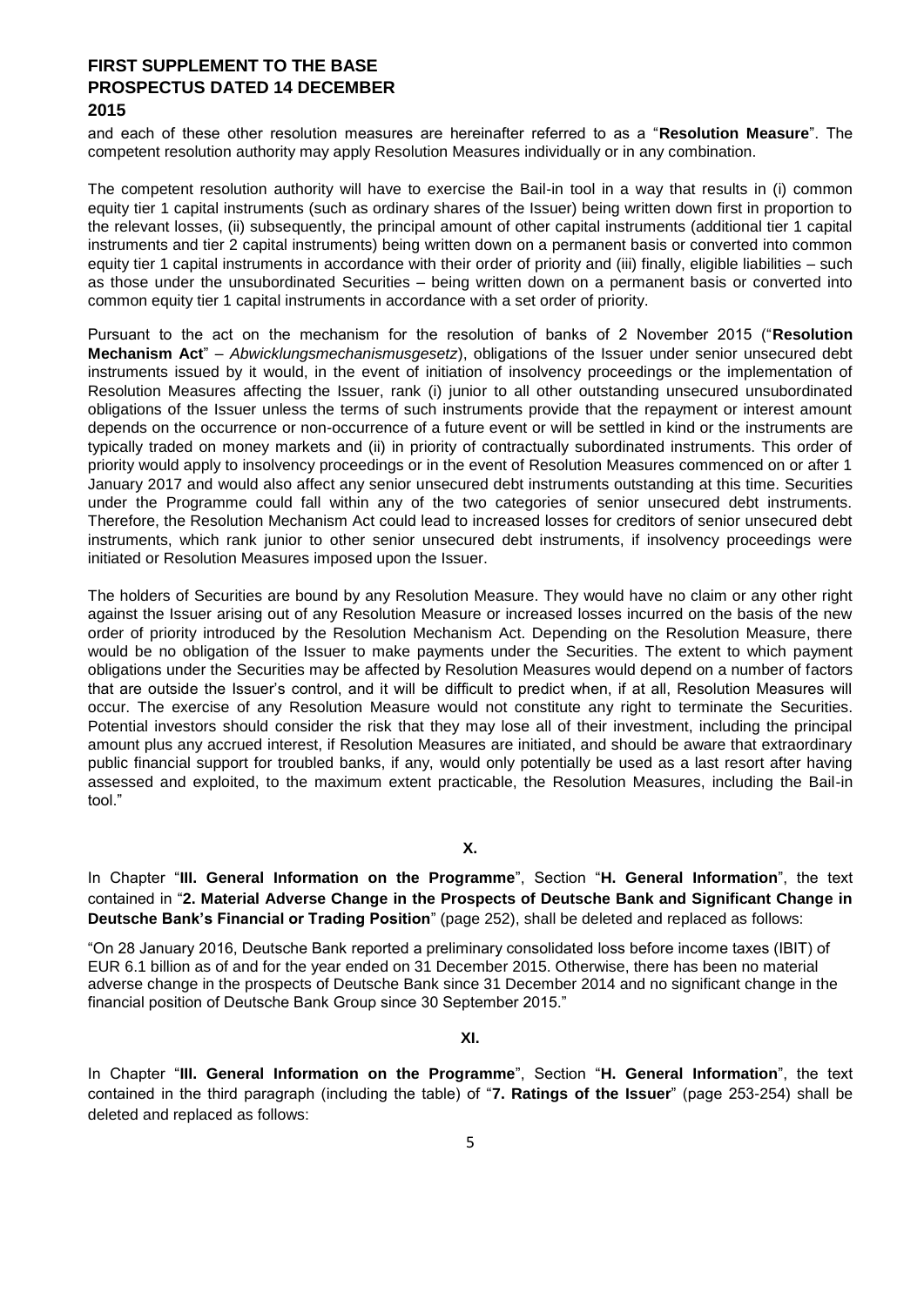and each of these other resolution measures are hereinafter referred to as a "**Resolution Measure**". The competent resolution authority may apply Resolution Measures individually or in any combination.

The competent resolution authority will have to exercise the Bail-in tool in a way that results in (i) common equity tier 1 capital instruments (such as ordinary shares of the Issuer) being written down first in proportion to the relevant losses, (ii) subsequently, the principal amount of other capital instruments (additional tier 1 capital instruments and tier 2 capital instruments) being written down on a permanent basis or converted into common equity tier 1 capital instruments in accordance with their order of priority and (iii) finally, eligible liabilities – such as those under the unsubordinated Securities – being written down on a permanent basis or converted into common equity tier 1 capital instruments in accordance with a set order of priority.

Pursuant to the act on the mechanism for the resolution of banks of 2 November 2015 ("**Resolution Mechanism Act**" – *Abwicklungsmechanismusgesetz*), obligations of the Issuer under senior unsecured debt instruments issued by it would, in the event of initiation of insolvency proceedings or the implementation of Resolution Measures affecting the Issuer, rank (i) junior to all other outstanding unsecured unsubordinated obligations of the Issuer unless the terms of such instruments provide that the repayment or interest amount depends on the occurrence or non-occurrence of a future event or will be settled in kind or the instruments are typically traded on money markets and (ii) in priority of contractually subordinated instruments. This order of priority would apply to insolvency proceedings or in the event of Resolution Measures commenced on or after 1 January 2017 and would also affect any senior unsecured debt instruments outstanding at this time. Securities under the Programme could fall within any of the two categories of senior unsecured debt instruments. Therefore, the Resolution Mechanism Act could lead to increased losses for creditors of senior unsecured debt instruments, which rank junior to other senior unsecured debt instruments, if insolvency proceedings were initiated or Resolution Measures imposed upon the Issuer.

The holders of Securities are bound by any Resolution Measure. They would have no claim or any other right against the Issuer arising out of any Resolution Measure or increased losses incurred on the basis of the new order of priority introduced by the Resolution Mechanism Act. Depending on the Resolution Measure, there would be no obligation of the Issuer to make payments under the Securities. The extent to which payment obligations under the Securities may be affected by Resolution Measures would depend on a number of factors that are outside the Issuer's control, and it will be difficult to predict when, if at all, Resolution Measures will occur. The exercise of any Resolution Measure would not constitute any right to terminate the Securities. Potential investors should consider the risk that they may lose all of their investment, including the principal amount plus any accrued interest, if Resolution Measures are initiated, and should be aware that extraordinary public financial support for troubled banks, if any, would only potentially be used as a last resort after having assessed and exploited, to the maximum extent practicable, the Resolution Measures, including the Bail-in tool."

**X.**

In Chapter "**III. General Information on the Programme**", Section "**H. General Information**", the text contained in "**2. Material Adverse Change in the Prospects of Deutsche Bank and Significant Change in Deutsche Bank's Financial or Trading Position**" (page 252), shall be deleted and replaced as follows:

"On 28 January 2016, Deutsche Bank reported a preliminary consolidated loss before income taxes (IBIT) of EUR 6.1 billion as of and for the year ended on 31 December 2015. Otherwise, there has been no material adverse change in the prospects of Deutsche Bank since 31 December 2014 and no significant change in the financial position of Deutsche Bank Group since 30 September 2015."

**XI.**

In Chapter "**III. General Information on the Programme**", Section "**H. General Information**", the text contained in the third paragraph (including the table) of "**7. Ratings of the Issuer**" (page 253-254) shall be deleted and replaced as follows: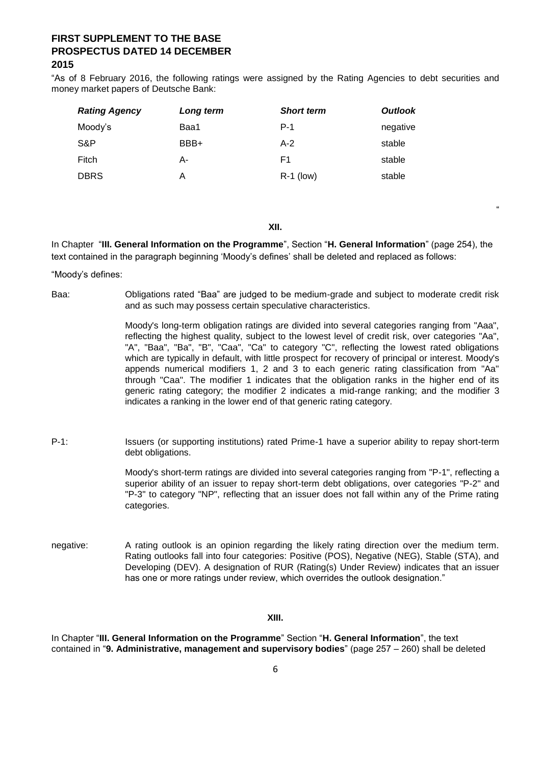**FIRST SUPPLEMENT TO THE BASE PROSPECTUS DATED 14 DECEMBER 2015**

"As of 8 February 2016, the following ratings were assigned by the Rating Agencies to debt securities and money market papers of Deutsche Bank:

| *Rating Agency* | *Long term* | *Short term* | *Outlook* |
|---|---|---|---|
| Moody's | Baa1 | P-1 | negative |
| S&P | BBB+ | A-2 | stable |
| Fitch | A- | F1 | stable |
| DBRS | A | R-1 (low) | stable |

"

**XII.**

In Chapter "**III. General Information on the Programme**", Section "**H. General Information**" (page 254), the text contained in the paragraph beginning 'Moody's defines' shall be deleted and replaced as follows:

"Moody's defines:

Baa: Obligations rated "Baa" are judged to be medium-grade and subject to moderate credit risk and as such may possess certain speculative characteristics.

Moody's long-term obligation ratings are divided into several categories ranging from "Aaa", reflecting the highest quality, subject to the lowest level of credit risk, over categories "Aa", "A", "Baa", "Ba", "B", "Caa", "Ca" to category "C", reflecting the lowest rated obligations which are typically in default, with little prospect for recovery of principal or interest. Moody's appends numerical modifiers 1, 2 and 3 to each generic rating classification from "Aa" through "Caa". The modifier 1 indicates that the obligation ranks in the higher end of its generic rating category; the modifier 2 indicates a mid-range ranking; and the modifier 3 indicates a ranking in the lower end of that generic rating category.

P-1: Issuers (or supporting institutions) rated Prime-1 have a superior ability to repay short-term debt obligations.

Moody's short-term ratings are divided into several categories ranging from "P-1", reflecting a superior ability of an issuer to repay short-term debt obligations, over categories "P-2" and "P-3" to category "NP", reflecting that an issuer does not fall within any of the Prime rating categories.

negative: A rating outlook is an opinion regarding the likely rating direction over the medium term. Rating outlooks fall into four categories: Positive (POS), Negative (NEG), Stable (STA), and Developing (DEV). A designation of RUR (Rating(s) Under Review) indicates that an issuer has one or more ratings under review, which overrides the outlook designation."

**XIII.**

In Chapter "**III. General Information on the Programme**" Section "**H. General Information**", the text contained in "**9. Administrative, management and supervisory bodies**" (page 257 – 260) shall be deleted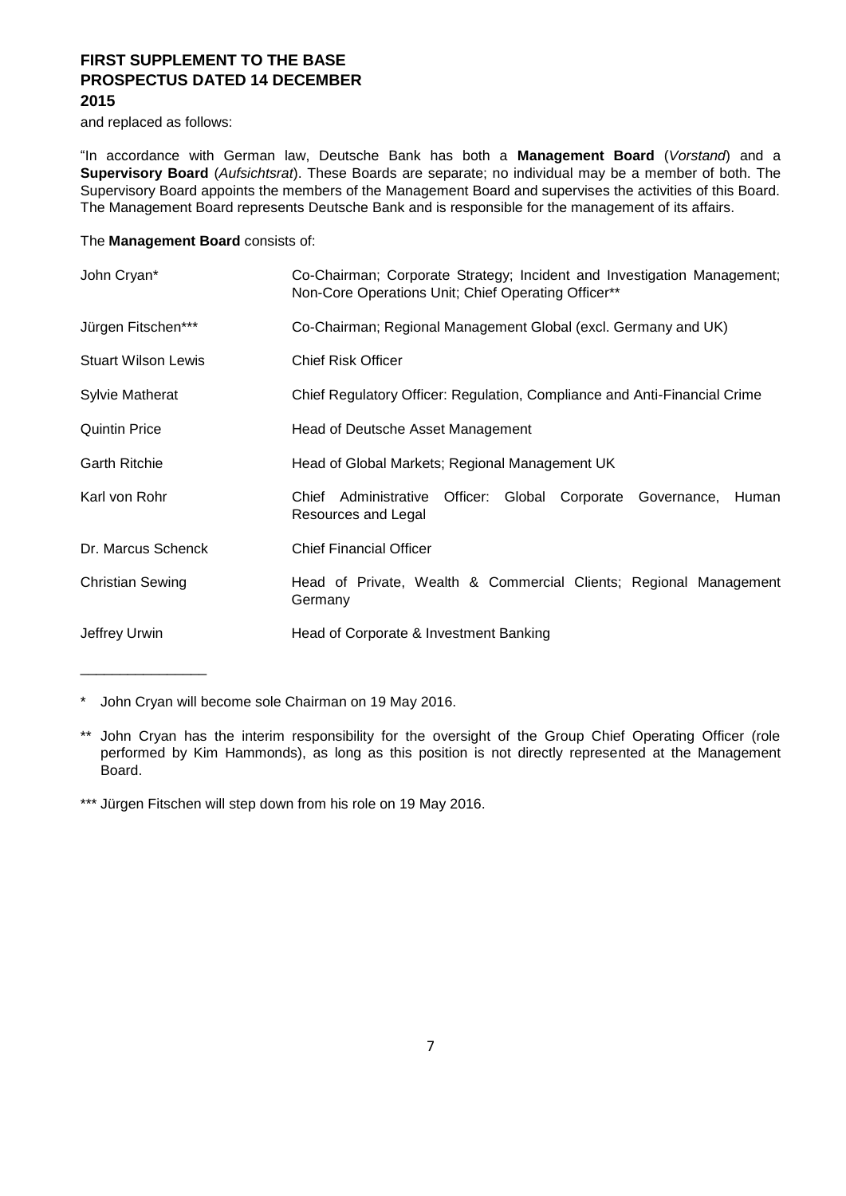and replaced as follows:

"In accordance with German law, Deutsche Bank has both a **Management Board** (*Vorstand*) and a **Supervisory Board** (*Aufsichtsrat*). These Boards are separate; no individual may be a member of both. The Supervisory Board appoints the members of the Management Board and supervises the activities of this Board. The Management Board represents Deutsche Bank and is responsible for the management of its affairs.

The **Management Board** consists of:

| | |
|---|---|
| John Cryan* | Co-Chairman; Corporate Strategy; Incident and Investigation Management; Non-Core Operations Unit; Chief Operating Officer** |
| Jürgen Fitschen*** | Co-Chairman; Regional Management Global (excl. Germany and UK) |
| Stuart Wilson Lewis | Chief Risk Officer |
| Sylvie Matherat | Chief Regulatory Officer: Regulation, Compliance and Anti-Financial Crime |
| Quintin Price | Head of Deutsche Asset Management |
| Garth Ritchie | Head of Global Markets; Regional Management UK |
| Karl von Rohr | Chief Administrative Officer: Global Corporate Governance, Human Resources and Legal |
| Dr. Marcus Schenck | Chief Financial Officer |
| Christian Sewing | Head of Private, Wealth & Commercial Clients; Regional Management Germany |
| Jeffrey Urwin | Head of Corporate & Investment Banking |

________________

\* John Cryan will become sole Chairman on 19 May 2016.

\** John Cryan has the interim responsibility for the oversight of the Group Chief Operating Officer (role performed by Kim Hammonds), as long as this position is not directly represented at the Management Board.

\*** Jürgen Fitschen will step down from his role on 19 May 2016.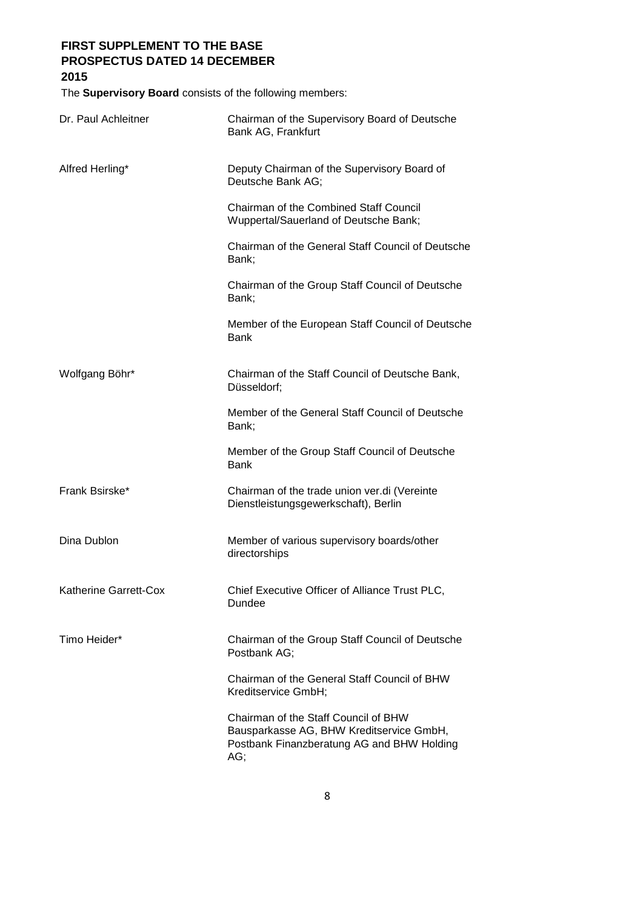The **Supervisory Board** consists of the following members:

| | |
|---|---|
| Dr. Paul Achleitner | Chairman of the Supervisory Board of Deutsche Bank AG, Frankfurt |
| Alfred Herling* | Deputy Chairman of the Supervisory Board of Deutsche Bank AG;<br><br>Chairman of the Combined Staff Council Wuppertal/Sauerland of Deutsche Bank;<br><br>Chairman of the General Staff Council of Deutsche Bank;<br><br>Chairman of the Group Staff Council of Deutsche Bank;<br><br>Member of the European Staff Council of Deutsche Bank |
| Wolfgang Böhr* | Chairman of the Staff Council of Deutsche Bank, Düsseldorf;<br><br>Member of the General Staff Council of Deutsche Bank;<br><br>Member of the Group Staff Council of Deutsche Bank |
| Frank Bsirske* | Chairman of the trade union ver.di (Vereinte Dienstleistungsgewerkschaft), Berlin |
| Dina Dublon | Member of various supervisory boards/other directorships |
| Katherine Garrett-Cox | Chief Executive Officer of Alliance Trust PLC, Dundee |
| Timo Heider* | Chairman of the Group Staff Council of Deutsche Postbank AG;<br><br>Chairman of the General Staff Council of BHW Kreditservice GmbH;<br><br>Chairman of the Staff Council of BHW Bausparkasse AG, BHW Kreditservice GmbH, Postbank Finanzberatung AG and BHW Holding AG; |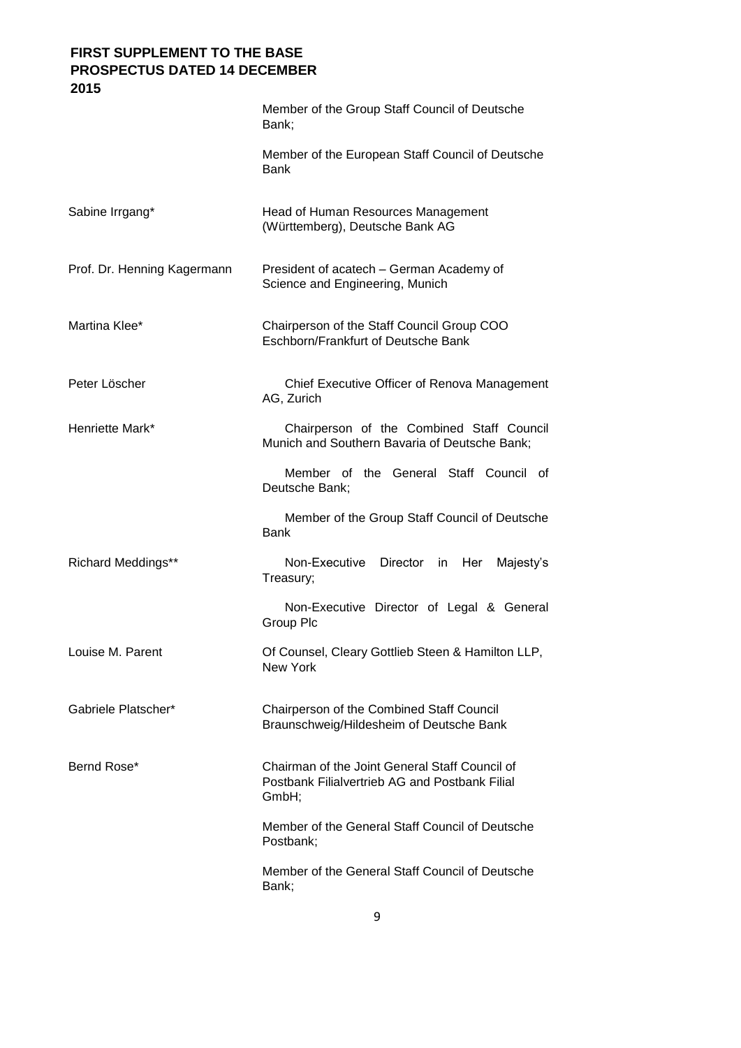| | |
|---|---|
| | Member of the Group Staff Council of Deutsche Bank;<br><br>Member of the European Staff Council of Deutsche Bank |
| Sabine Irrgang* | Head of Human Resources Management (Württemberg), Deutsche Bank AG |
| Prof. Dr. Henning Kagermann | President of acatech – German Academy of Science and Engineering, Munich |
| Martina Klee* | Chairperson of the Staff Council Group COO Eschborn/Frankfurt of Deutsche Bank |
| Peter Löscher | Chief Executive Officer of Renova Management AG, Zurich |
| Henriette Mark* | Chairperson of the Combined Staff Council Munich and Southern Bavaria of Deutsche Bank;<br><br>Member of the General Staff Council of Deutsche Bank;<br><br>Member of the Group Staff Council of Deutsche Bank |
| Richard Meddings** | Non-Executive Director in Her Majesty's Treasury;<br><br>Non-Executive Director of Legal & General Group Plc |
| Louise M. Parent | Of Counsel, Cleary Gottlieb Steen & Hamilton LLP, New York |
| Gabriele Platscher* | Chairperson of the Combined Staff Council Braunschweig/Hildesheim of Deutsche Bank |
| Bernd Rose* | Chairman of the Joint General Staff Council of Postbank Filialvertrieb AG and Postbank Filial GmbH;<br><br>Member of the General Staff Council of Deutsche Postbank;<br><br>Member of the General Staff Council of Deutsche Bank; |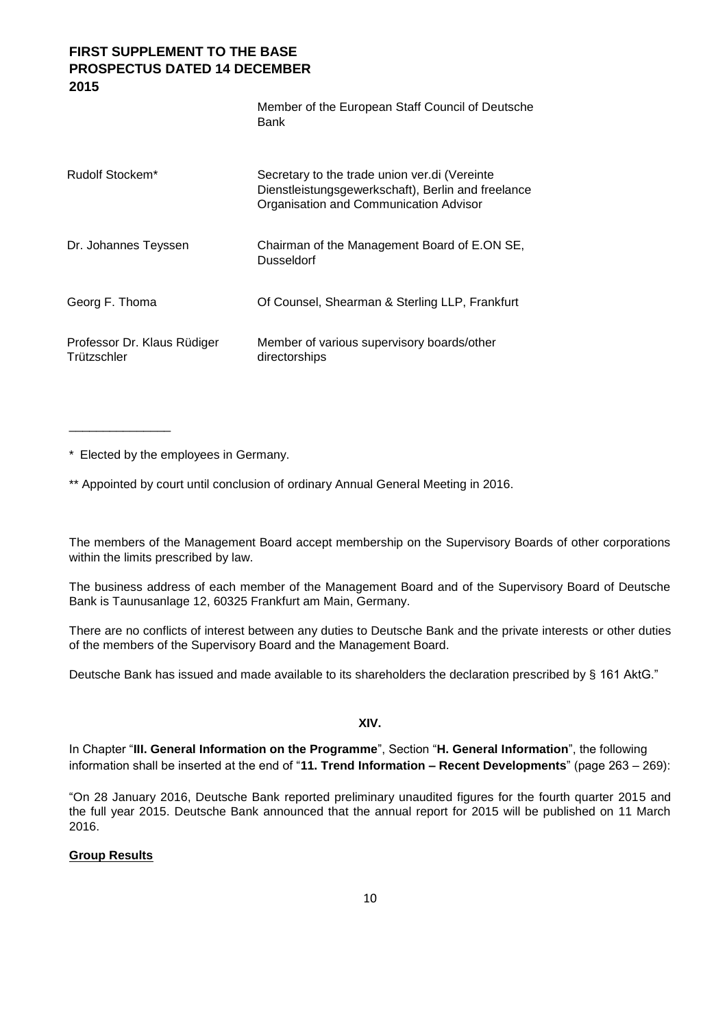| | |
|---|---|
| | Member of the European Staff Council of Deutsche Bank |
| Rudolf Stockem* | Secretary to the trade union ver.di (Vereinte Dienstleistungsgewerkschaft), Berlin and freelance Organisation and Communication Advisor |
| Dr. Johannes Teyssen | Chairman of the Management Board of E.ON SE, Dusseldorf |
| Georg F. Thoma | Of Counsel, Shearman & Sterling LLP, Frankfurt |
| Professor Dr. Klaus Rüdiger Trützschler | Member of various supervisory boards/other directorships |

_______________

\* Elected by the employees in Germany.

\*\* Appointed by court until conclusion of ordinary Annual General Meeting in 2016.

The members of the Management Board accept membership on the Supervisory Boards of other corporations within the limits prescribed by law.

The business address of each member of the Management Board and of the Supervisory Board of Deutsche Bank is Taunusanlage 12, 60325 Frankfurt am Main, Germany.

There are no conflicts of interest between any duties to Deutsche Bank and the private interests or other duties of the members of the Supervisory Board and the Management Board.

Deutsche Bank has issued and made available to its shareholders the declaration prescribed by § 161 AktG."

**XIV.**

In Chapter "**III. General Information on the Programme**", Section "**H. General Information**", the following information shall be inserted at the end of "**11. Trend Information – Recent Developments**" (page 263 – 269):

"On 28 January 2016, Deutsche Bank reported preliminary unaudited figures for the fourth quarter 2015 and the full year 2015. Deutsche Bank announced that the annual report for 2015 will be published on 11 March 2016.

**Group Results**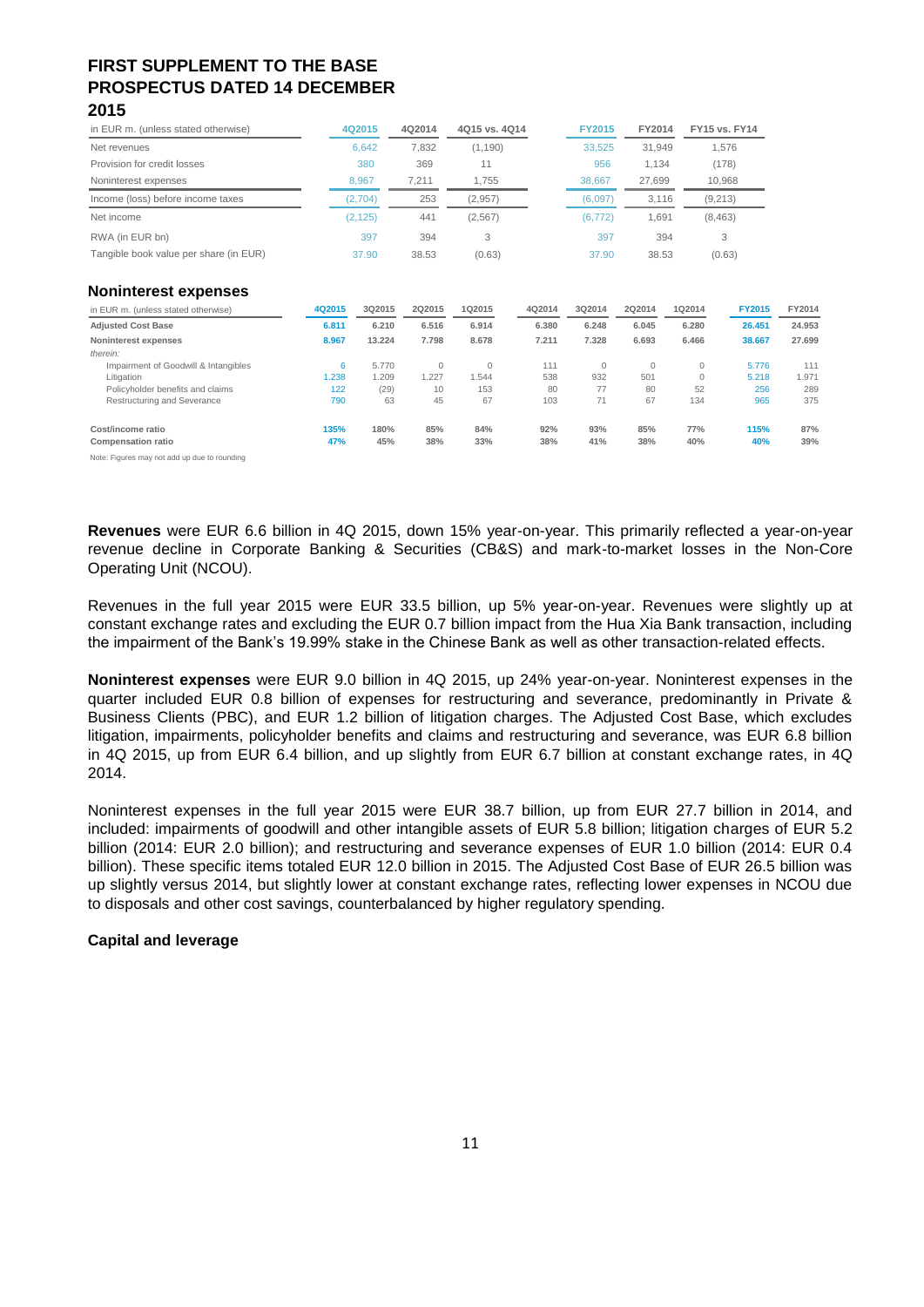# FIRST SUPPLEMENT TO THE BASE PROSPECTUS DATED 14 DECEMBER 2015

| in EUR m. (unless stated otherwise) | 4Q2015 | 4Q2014 | 4Q15 vs. 4Q14 | FY2015 | FY2014 | FY15 vs. FY14 |
|---|---|---|---|---|---|---|
| Net revenues | 6,642 | 7,832 | (1,190) | 33,525 | 31,949 | 1,576 |
| Provision for credit losses | 380 | 369 | 11 | 956 | 1,134 | (178) |
| Noninterest expenses | 8,967 | 7,211 | 1,755 | 38,667 | 27,699 | 10,968 |
| Income (loss) before income taxes | (2,704) | 253 | (2,957) | (6,097) | 3,116 | (9,213) |
| Net income | (2,125) | 441 | (2,567) | (6,772) | 1,691 | (8,463) |
| RWA (in EUR bn) | 397 | 394 | 3 | 397 | 394 | 3 |
| Tangible book value per share (in EUR) | 37.90 | 38.53 | (0.63) | 37.90 | 38.53 | (0.63) |

### Noninterest expenses

| in EUR m. (unless stated otherwise) | 4Q2015 | 3Q2015 | 2Q2015 | 1Q2015 | 4Q2014 | 3Q2014 | 2Q2014 | 1Q2014 | FY2015 | FY2014 |
|---|---|---|---|---|---|---|---|---|---|---|
| **Adjusted Cost Base** | 6.811 | 6.210 | 6.516 | 6.914 | 6.380 | 6.248 | 6.045 | 6.280 | 26.451 | 24.953 |
| **Noninterest expenses** | 8.967 | 13.224 | 7.798 | 8.678 | 7.211 | 7.328 | 6.693 | 6.466 | 38.667 | 27.699 |
| *therein:* | | | | | | | | | | |
| Impairment of Goodwill & Intangibles | 6 | 5.770 | 0 | 0 | 111 | 0 | 0 | 0 | 5.776 | 111 |
| Litigation | 1.238 | 1.209 | 1.227 | 1.544 | 538 | 932 | 501 | 0 | 5.218 | 1.971 |
| Policyholder benefits and claims | 122 | (29) | 10 | 153 | 80 | 77 | 80 | 52 | 256 | 289 |
| Restructuring and Severance | 790 | 63 | 45 | 67 | 103 | 71 | 67 | 134 | 965 | 375 |
| **Cost/income ratio** | 135% | 180% | 85% | 84% | 92% | 93% | 85% | 77% | 115% | 87% |
| **Compensation ratio** | 47% | 45% | 38% | 33% | 38% | 41% | 38% | 40% | 40% | 39% |

Note: Figures may not add up due to rounding

**Revenues** were EUR 6.6 billion in 4Q 2015, down 15% year-on-year. This primarily reflected a year-on-year revenue decline in Corporate Banking & Securities (CB&S) and mark-to-market losses in the Non-Core Operating Unit (NCOU).

Revenues in the full year 2015 were EUR 33.5 billion, up 5% year-on-year. Revenues were slightly up at constant exchange rates and excluding the EUR 0.7 billion impact from the Hua Xia Bank transaction, including the impairment of the Bank's 19.99% stake in the Chinese Bank as well as other transaction-related effects.

**Noninterest expenses** were EUR 9.0 billion in 4Q 2015, up 24% year-on-year. Noninterest expenses in the quarter included EUR 0.8 billion of expenses for restructuring and severance, predominantly in Private & Business Clients (PBC), and EUR 1.2 billion of litigation charges. The Adjusted Cost Base, which excludes litigation, impairments, policyholder benefits and claims and restructuring and severance, was EUR 6.8 billion in 4Q 2015, up from EUR 6.4 billion, and up slightly from EUR 6.7 billion at constant exchange rates, in 4Q 2014.

Noninterest expenses in the full year 2015 were EUR 38.7 billion, up from EUR 27.7 billion in 2014, and included: impairments of goodwill and other intangible assets of EUR 5.8 billion; litigation charges of EUR 5.2 billion (2014: EUR 2.0 billion); and restructuring and severance expenses of EUR 1.0 billion (2014: EUR 0.4 billion). These specific items totaled EUR 12.0 billion in 2015. The Adjusted Cost Base of EUR 26.5 billion was up slightly versus 2014, but slightly lower at constant exchange rates, reflecting lower expenses in NCOU due to disposals and other cost savings, counterbalanced by higher regulatory spending.

**Capital and leverage**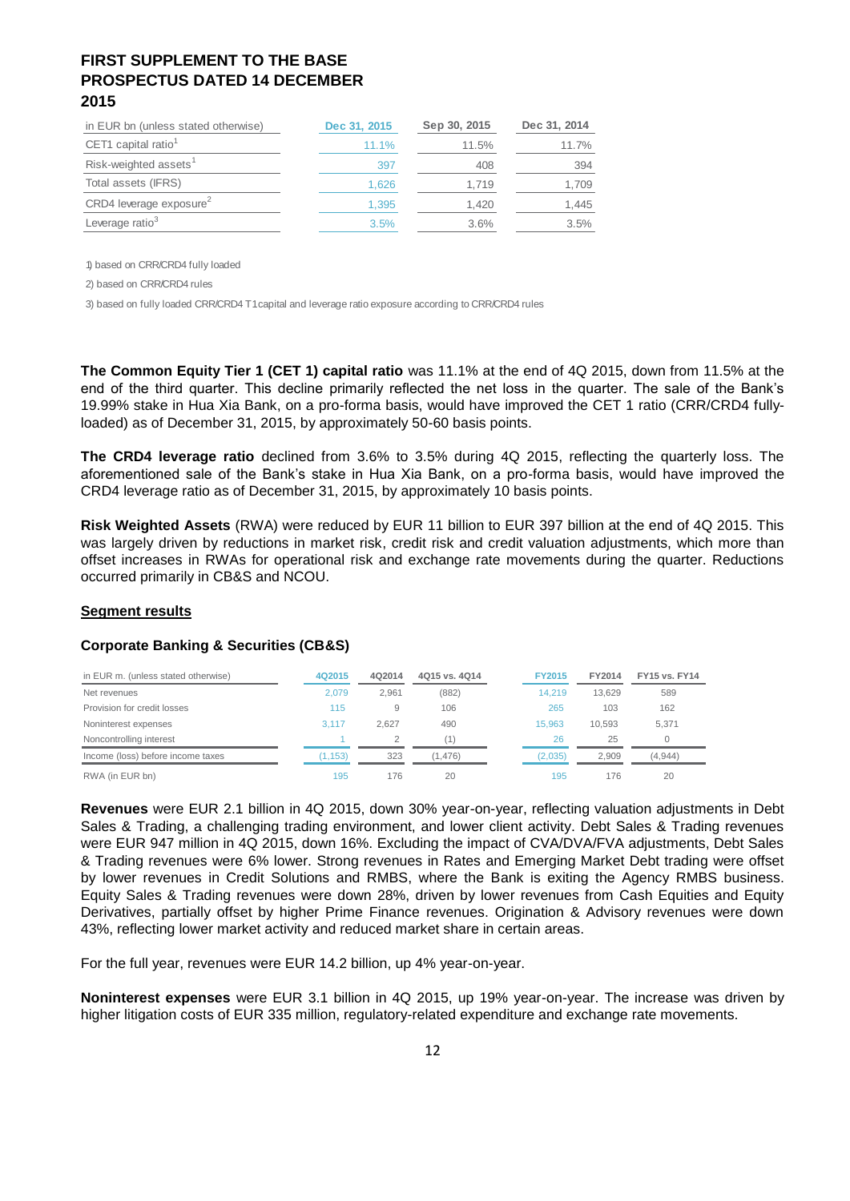# FIRST SUPPLEMENT TO THE BASE PROSPECTUS DATED 14 DECEMBER 2015

| in EUR bn (unless stated otherwise) | Dec 31, 2015 | Sep 30, 2015 | Dec 31, 2014 |
|---|---|---|---|
| CET1 capital ratio[1] | 11.1% | 11.5% | 11.7% |
| Risk-weighted assets[1] | 397 | 408 | 394 |
| Total assets (IFRS) | 1,626 | 1,719 | 1,709 |
| CRD4 leverage exposure[2] | 1,395 | 1,420 | 1,445 |
| Leverage ratio[3] | 3.5% | 3.6% | 3.5% |

1) based on CRR/CRD4 fully loaded

2) based on CRR/CRD4 rules

3) based on fully loaded CRR/CRD4 T1capital and leverage ratio exposure according to CRR/CRD4 rules

**The Common Equity Tier 1 (CET 1) capital ratio** was 11.1% at the end of 4Q 2015, down from 11.5% at the end of the third quarter. This decline primarily reflected the net loss in the quarter. The sale of the Bank's 19.99% stake in Hua Xia Bank, on a pro-forma basis, would have improved the CET 1 ratio (CRR/CRD4 fully-loaded) as of December 31, 2015, by approximately 50-60 basis points.

**The CRD4 leverage ratio** declined from 3.6% to 3.5% during 4Q 2015, reflecting the quarterly loss. The aforementioned sale of the Bank's stake in Hua Xia Bank, on a pro-forma basis, would have improved the CRD4 leverage ratio as of December 31, 2015, by approximately 10 basis points.

**Risk Weighted Assets** (RWA) were reduced by EUR 11 billion to EUR 397 billion at the end of 4Q 2015. This was largely driven by reductions in market risk, credit risk and credit valuation adjustments, which more than offset increases in RWAs for operational risk and exchange rate movements during the quarter. Reductions occurred primarily in CB&S and NCOU.

**Segment results**

### Corporate Banking & Securities (CB&S)

| in EUR m. (unless stated otherwise) | 4Q2015 | 4Q2014 | 4Q15 vs. 4Q14 | FY2015 | FY2014 | FY15 vs. FY14 |
|---|---|---|---|---|---|---|
| Net revenues | 2,079 | 2,961 | (882) | 14,219 | 13,629 | 589 |
| Provision for credit losses | 115 | 9 | 106 | 265 | 103 | 162 |
| Noninterest expenses | 3,117 | 2,627 | 490 | 15,963 | 10,593 | 5,371 |
| Noncontrolling interest | 1 | 2 | (1) | 26 | 25 | 0 |
| Income (loss) before income taxes | (1,153) | 323 | (1,476) | (2,035) | 2,909 | (4,944) |
| RWA (in EUR bn) | 195 | 176 | 20 | 195 | 176 | 20 |

**Revenues** were EUR 2.1 billion in 4Q 2015, down 30% year-on-year, reflecting valuation adjustments in Debt Sales & Trading, a challenging trading environment, and lower client activity. Debt Sales & Trading revenues were EUR 947 million in 4Q 2015, down 16%. Excluding the impact of CVA/DVA/FVA adjustments, Debt Sales & Trading revenues were 6% lower. Strong revenues in Rates and Emerging Market Debt trading were offset by lower revenues in Credit Solutions and RMBS, where the Bank is exiting the Agency RMBS business. Equity Sales & Trading revenues were down 28%, driven by lower revenues from Cash Equities and Equity Derivatives, partially offset by higher Prime Finance revenues. Origination & Advisory revenues were down 43%, reflecting lower market activity and reduced market share in certain areas.

For the full year, revenues were EUR 14.2 billion, up 4% year-on-year.

**Noninterest expenses** were EUR 3.1 billion in 4Q 2015, up 19% year-on-year. The increase was driven by higher litigation costs of EUR 335 million, regulatory-related expenditure and exchange rate movements.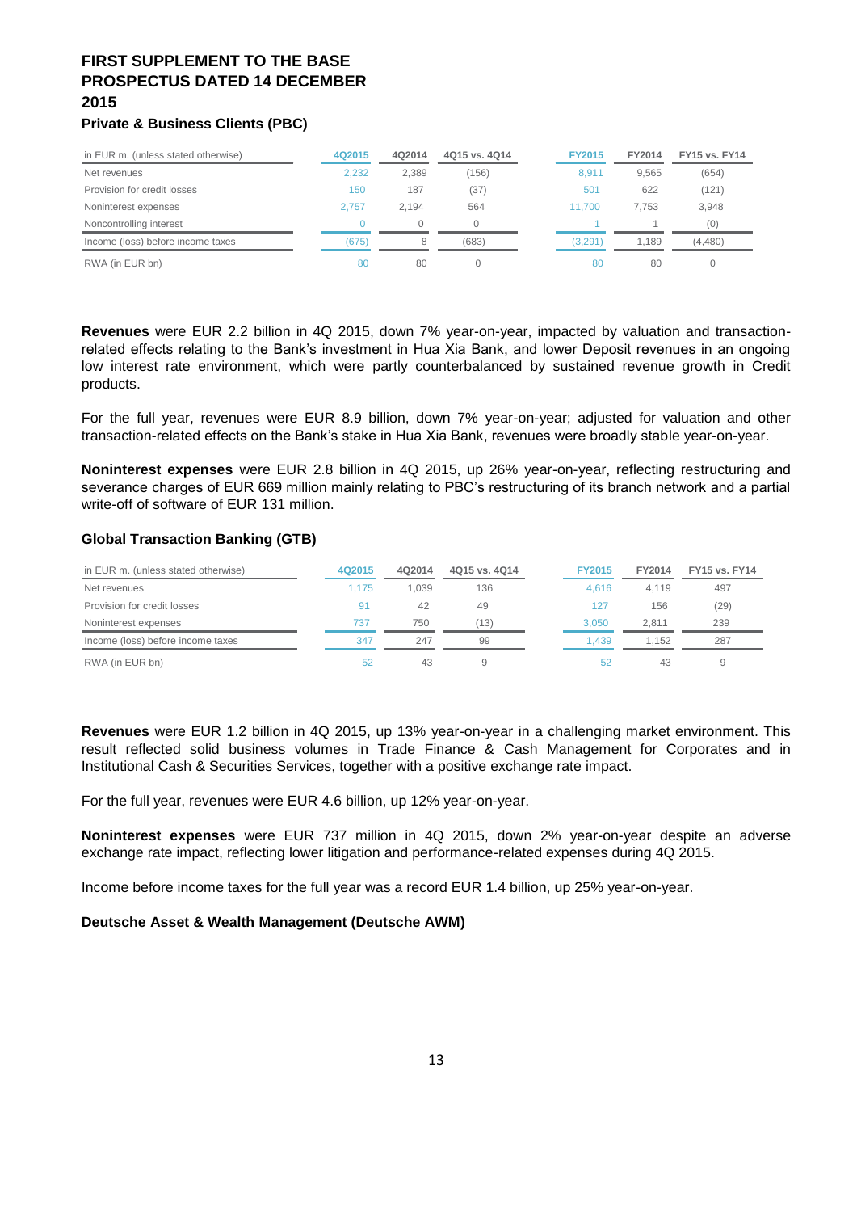# FIRST SUPPLEMENT TO THE BASE PROSPECTUS DATED 14 DECEMBER 2015

### Private & Business Clients (PBC)

| in EUR m. (unless stated otherwise) | 4Q2015 | 4Q2014 | 4Q15 vs. 4Q14 | FY2015 | FY2014 | FY15 vs. FY14 |
|---|---|---|---|---|---|---|
| Net revenues | 2,232 | 2,389 | (156) | 8,911 | 9,565 | (654) |
| Provision for credit losses | 150 | 187 | (37) | 501 | 622 | (121) |
| Noninterest expenses | 2,757 | 2,194 | 564 | 11,700 | 7,753 | 3,948 |
| Noncontrolling interest | 0 | 0 | 0 | 1 | 1 | (0) |
| Income (loss) before income taxes | (675) | 8 | (683) | (3,291) | 1,189 | (4,480) |
| RWA (in EUR bn) | 80 | 80 | 0 | 80 | 80 | 0 |

**Revenues** were EUR 2.2 billion in 4Q 2015, down 7% year-on-year, impacted by valuation and transaction-related effects relating to the Bank's investment in Hua Xia Bank, and lower Deposit revenues in an ongoing low interest rate environment, which were partly counterbalanced by sustained revenue growth in Credit products.

For the full year, revenues were EUR 8.9 billion, down 7% year-on-year; adjusted for valuation and other transaction-related effects on the Bank's stake in Hua Xia Bank, revenues were broadly stable year-on-year.

**Noninterest expenses** were EUR 2.8 billion in 4Q 2015, up 26% year-on-year, reflecting restructuring and severance charges of EUR 669 million mainly relating to PBC's restructuring of its branch network and a partial write-off of software of EUR 131 million.

### Global Transaction Banking (GTB)

| in EUR m. (unless stated otherwise) | 4Q2015 | 4Q2014 | 4Q15 vs. 4Q14 | FY2015 | FY2014 | FY15 vs. FY14 |
|---|---|---|---|---|---|---|
| Net revenues | 1,175 | 1,039 | 136 | 4,616 | 4,119 | 497 |
| Provision for credit losses | 91 | 42 | 49 | 127 | 156 | (29) |
| Noninterest expenses | 737 | 750 | (13) | 3,050 | 2,811 | 239 |
| Income (loss) before income taxes | 347 | 247 | 99 | 1,439 | 1,152 | 287 |
| RWA (in EUR bn) | 52 | 43 | 9 | 52 | 43 | 9 |

**Revenues** were EUR 1.2 billion in 4Q 2015, up 13% year-on-year in a challenging market environment. This result reflected solid business volumes in Trade Finance & Cash Management for Corporates and in Institutional Cash & Securities Services, together with a positive exchange rate impact.

For the full year, revenues were EUR 4.6 billion, up 12% year-on-year.

**Noninterest expenses** were EUR 737 million in 4Q 2015, down 2% year-on-year despite an adverse exchange rate impact, reflecting lower litigation and performance-related expenses during 4Q 2015.

Income before income taxes for the full year was a record EUR 1.4 billion, up 25% year-on-year.

### Deutsche Asset & Wealth Management (Deutsche AWM)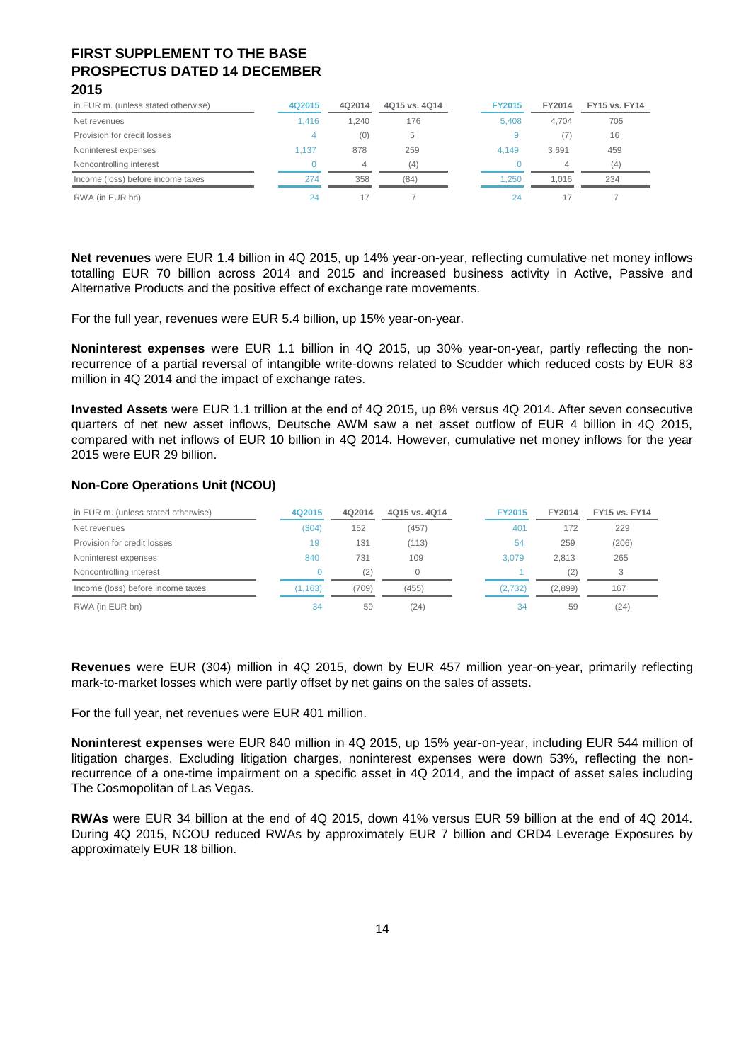| in EUR m. (unless stated otherwise) | 4Q2015 | 4Q2014 | 4Q15 vs. 4Q14 | FY2015 | FY2014 | FY15 vs. FY14 |
|---|---|---|---|---|---|---|
| Net revenues | 1,416 | 1,240 | 176 | 5,408 | 4,704 | 705 |
| Provision for credit losses | 4 | (0) | 5 | 9 | (7) | 16 |
| Noninterest expenses | 1,137 | 878 | 259 | 4,149 | 3,691 | 459 |
| Noncontrolling interest | 0 | 4 | (4) | 0 | 4 | (4) |
| Income (loss) before income taxes | 274 | 358 | (84) | 1,250 | 1,016 | 234 |
| RWA (in EUR bn) | 24 | 17 | 7 | 24 | 17 | 7 |

**Net revenues** were EUR 1.4 billion in 4Q 2015, up 14% year-on-year, reflecting cumulative net money inflows totalling EUR 70 billion across 2014 and 2015 and increased business activity in Active, Passive and Alternative Products and the positive effect of exchange rate movements.

For the full year, revenues were EUR 5.4 billion, up 15% year-on-year.

**Noninterest expenses** were EUR 1.1 billion in 4Q 2015, up 30% year-on-year, partly reflecting the non-recurrence of a partial reversal of intangible write-downs related to Scudder which reduced costs by EUR 83 million in 4Q 2014 and the impact of exchange rates.

**Invested Assets** were EUR 1.1 trillion at the end of 4Q 2015, up 8% versus 4Q 2014. After seven consecutive quarters of net new asset inflows, Deutsche AWM saw a net asset outflow of EUR 4 billion in 4Q 2015, compared with net inflows of EUR 10 billion in 4Q 2014. However, cumulative net money inflows for the year 2015 were EUR 29 billion.

## Non-Core Operations Unit (NCOU)

| in EUR m. (unless stated otherwise) | 4Q2015 | 4Q2014 | 4Q15 vs. 4Q14 | FY2015 | FY2014 | FY15 vs. FY14 |
|---|---|---|---|---|---|---|
| Net revenues | (304) | 152 | (457) | 401 | 172 | 229 |
| Provision for credit losses | 19 | 131 | (113) | 54 | 259 | (206) |
| Noninterest expenses | 840 | 731 | 109 | 3,079 | 2,813 | 265 |
| Noncontrolling interest | 0 | (2) | 0 | 1 | (2) | 3 |
| Income (loss) before income taxes | (1,163) | (709) | (455) | (2,732) | (2,899) | 167 |
| RWA (in EUR bn) | 34 | 59 | (24) | 34 | 59 | (24) |

**Revenues** were EUR (304) million in 4Q 2015, down by EUR 457 million year-on-year, primarily reflecting mark-to-market losses which were partly offset by net gains on the sales of assets.

For the full year, net revenues were EUR 401 million.

**Noninterest expenses** were EUR 840 million in 4Q 2015, up 15% year-on-year, including EUR 544 million of litigation charges. Excluding litigation charges, noninterest expenses were down 53%, reflecting the non-recurrence of a one-time impairment on a specific asset in 4Q 2014, and the impact of asset sales including The Cosmopolitan of Las Vegas.

**RWAs** were EUR 34 billion at the end of 4Q 2015, down 41% versus EUR 59 billion at the end of 4Q 2014. During 4Q 2015, NCOU reduced RWAs by approximately EUR 7 billion and CRD4 Leverage Exposures by approximately EUR 18 billion.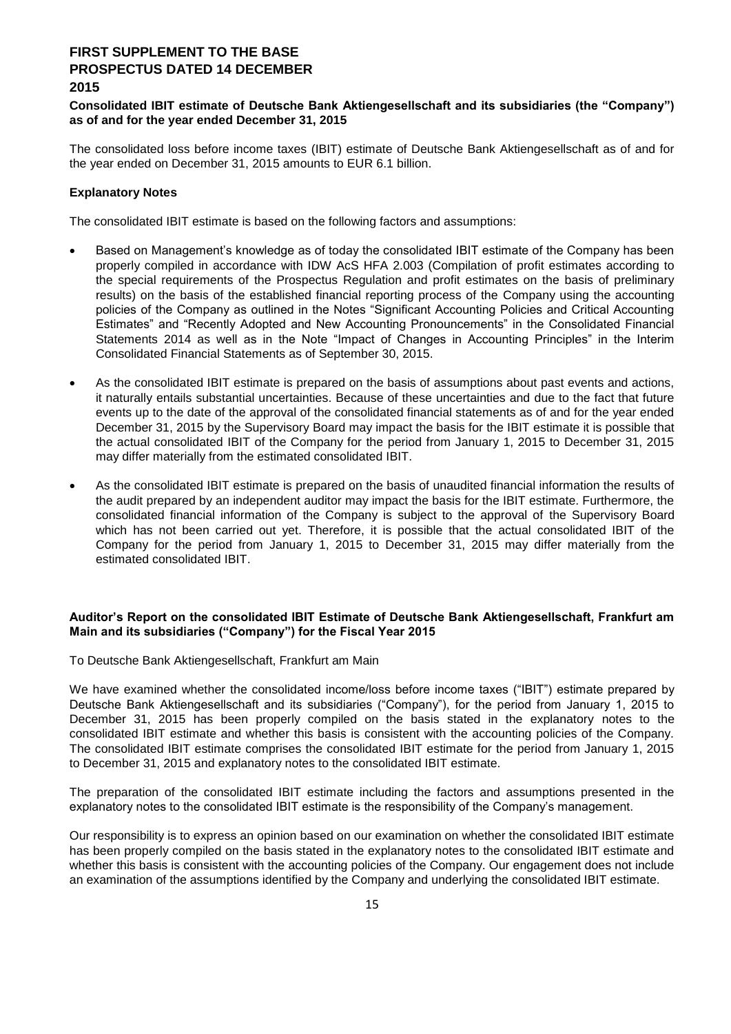**Consolidated IBIT estimate of Deutsche Bank Aktiengesellschaft and its subsidiaries (the "Company") as of and for the year ended December 31, 2015**

The consolidated loss before income taxes (IBIT) estimate of Deutsche Bank Aktiengesellschaft as of and for the year ended on December 31, 2015 amounts to EUR 6.1 billion.

**Explanatory Notes**

The consolidated IBIT estimate is based on the following factors and assumptions:

- Based on Management's knowledge as of today the consolidated IBIT estimate of the Company has been properly compiled in accordance with IDW AcS HFA 2.003 (Compilation of profit estimates according to the special requirements of the Prospectus Regulation and profit estimates on the basis of preliminary results) on the basis of the established financial reporting process of the Company using the accounting policies of the Company as outlined in the Notes "Significant Accounting Policies and Critical Accounting Estimates" and "Recently Adopted and New Accounting Pronouncements" in the Consolidated Financial Statements 2014 as well as in the Note "Impact of Changes in Accounting Principles" in the Interim Consolidated Financial Statements as of September 30, 2015.
- As the consolidated IBIT estimate is prepared on the basis of assumptions about past events and actions, it naturally entails substantial uncertainties. Because of these uncertainties and due to the fact that future events up to the date of the approval of the consolidated financial statements as of and for the year ended December 31, 2015 by the Supervisory Board may impact the basis for the IBIT estimate it is possible that the actual consolidated IBIT of the Company for the period from January 1, 2015 to December 31, 2015 may differ materially from the estimated consolidated IBIT.
- As the consolidated IBIT estimate is prepared on the basis of unaudited financial information the results of the audit prepared by an independent auditor may impact the basis for the IBIT estimate. Furthermore, the consolidated financial information of the Company is subject to the approval of the Supervisory Board which has not been carried out yet. Therefore, it is possible that the actual consolidated IBIT of the Company for the period from January 1, 2015 to December 31, 2015 may differ materially from the estimated consolidated IBIT.

**Auditor's Report on the consolidated IBIT Estimate of Deutsche Bank Aktiengesellschaft, Frankfurt am Main and its subsidiaries ("Company") for the Fiscal Year 2015**

To Deutsche Bank Aktiengesellschaft, Frankfurt am Main

We have examined whether the consolidated income/loss before income taxes ("IBIT") estimate prepared by Deutsche Bank Aktiengesellschaft and its subsidiaries ("Company"), for the period from January 1, 2015 to December 31, 2015 has been properly compiled on the basis stated in the explanatory notes to the consolidated IBIT estimate and whether this basis is consistent with the accounting policies of the Company. The consolidated IBIT estimate comprises the consolidated IBIT estimate for the period from January 1, 2015 to December 31, 2015 and explanatory notes to the consolidated IBIT estimate.

The preparation of the consolidated IBIT estimate including the factors and assumptions presented in the explanatory notes to the consolidated IBIT estimate is the responsibility of the Company's management.

Our responsibility is to express an opinion based on our examination on whether the consolidated IBIT estimate has been properly compiled on the basis stated in the explanatory notes to the consolidated IBIT estimate and whether this basis is consistent with the accounting policies of the Company. Our engagement does not include an examination of the assumptions identified by the Company and underlying the consolidated IBIT estimate.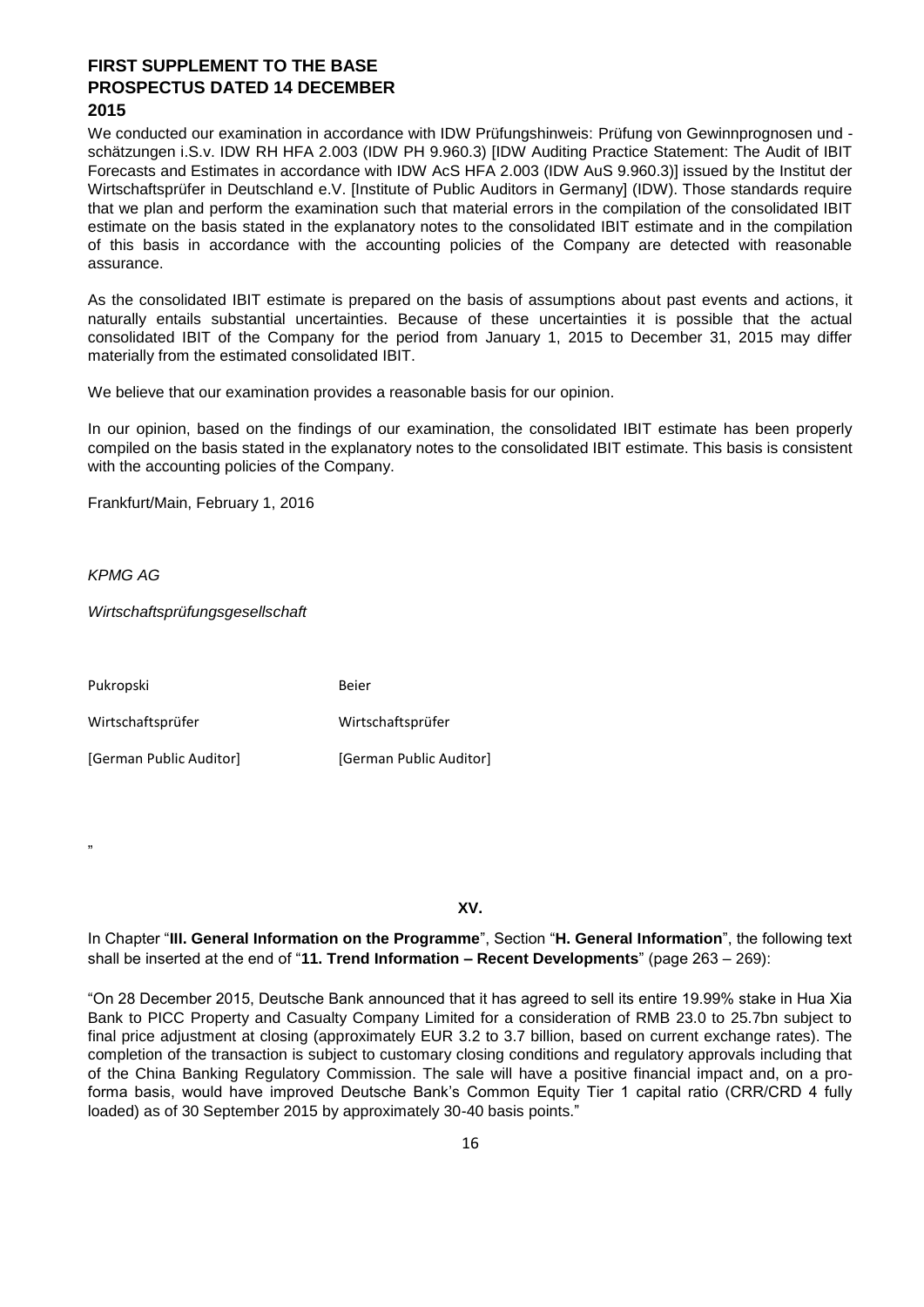We conducted our examination in accordance with IDW Prüfungshinweis: Prüfung von Gewinnprognosen und -schätzungen i.S.v. IDW RH HFA 2.003 (IDW PH 9.960.3) [IDW Auditing Practice Statement: The Audit of IBIT Forecasts and Estimates in accordance with IDW AcS HFA 2.003 (IDW AuS 9.960.3)] issued by the Institut der Wirtschaftsprüfer in Deutschland e.V. [Institute of Public Auditors in Germany] (IDW). Those standards require that we plan and perform the examination such that material errors in the compilation of the consolidated IBIT estimate on the basis stated in the explanatory notes to the consolidated IBIT estimate and in the compilation of this basis in accordance with the accounting policies of the Company are detected with reasonable assurance.

As the consolidated IBIT estimate is prepared on the basis of assumptions about past events and actions, it naturally entails substantial uncertainties. Because of these uncertainties it is possible that the actual consolidated IBIT of the Company for the period from January 1, 2015 to December 31, 2015 may differ materially from the estimated consolidated IBIT.

We believe that our examination provides a reasonable basis for our opinion.

In our opinion, based on the findings of our examination, the consolidated IBIT estimate has been properly compiled on the basis stated in the explanatory notes to the consolidated IBIT estimate. This basis is consistent with the accounting policies of the Company.

Frankfurt/Main, February 1, 2016

*KPMG AG*

*Wirtschaftsprüfungsgesellschaft*

| | |
|---|---|
| Pukropski | Beier |
| Wirtschaftsprüfer | Wirtschaftsprüfer |
| [German Public Auditor] | [German Public Auditor] |

"

**XV.**

In Chapter "**III. General Information on the Programme**", Section "**H. General Information**", the following text shall be inserted at the end of "**11. Trend Information – Recent Developments**" (page 263 – 269):

"On 28 December 2015, Deutsche Bank announced that it has agreed to sell its entire 19.99% stake in Hua Xia Bank to PICC Property and Casualty Company Limited for a consideration of RMB 23.0 to 25.7bn subject to final price adjustment at closing (approximately EUR 3.2 to 3.7 billion, based on current exchange rates). The completion of the transaction is subject to customary closing conditions and regulatory approvals including that of the China Banking Regulatory Commission. The sale will have a positive financial impact and, on a pro-forma basis, would have improved Deutsche Bank's Common Equity Tier 1 capital ratio (CRR/CRD 4 fully loaded) as of 30 September 2015 by approximately 30-40 basis points."